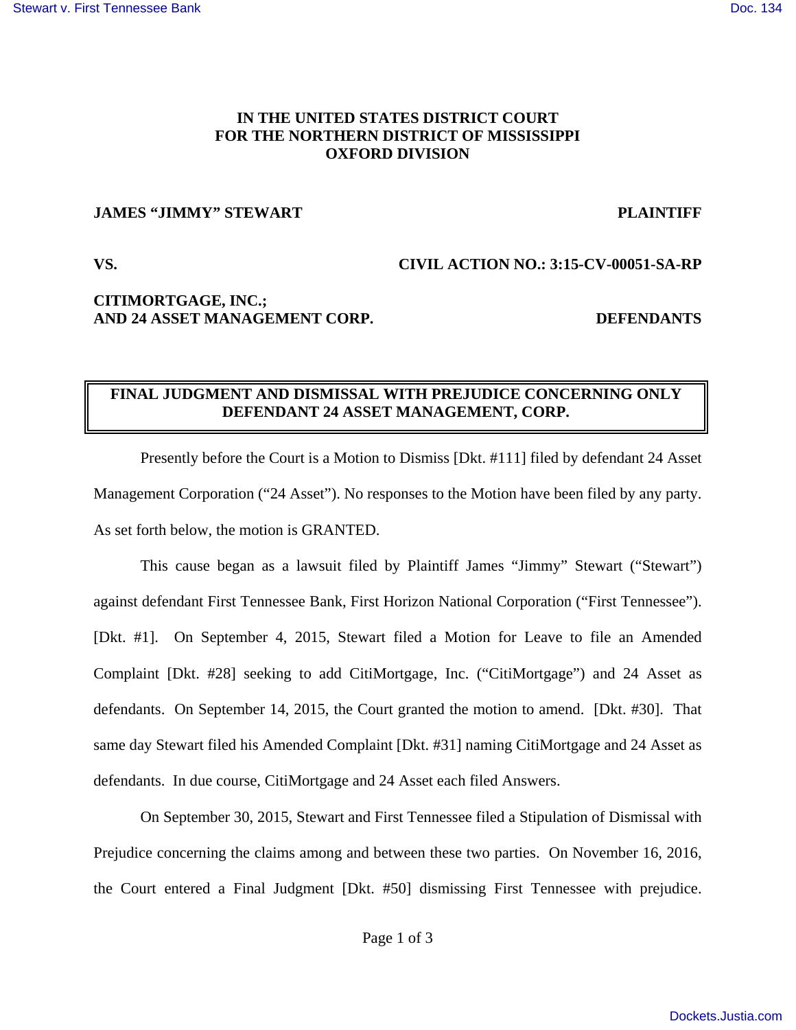**IN THE UNITED STATES DISTRICT COURT**
**FOR THE NORTHERN DISTRICT OF MISSISSIPPI**
**OXFORD DIVISION**

**JAMES "JIMMY" STEWART** **PLAINTIFF**

**VS.** **CIVIL ACTION NO.: 3:15-CV-00051-SA-RP**

**CITIMORTGAGE, INC.;**
**AND 24 ASSET MANAGEMENT CORP.** **DEFENDANTS**

**FINAL JUDGMENT AND DISMISSAL WITH PREJUDICE CONCERNING ONLY DEFENDANT 24 ASSET MANAGEMENT, CORP.**

Presently before the Court is a Motion to Dismiss [Dkt. #111] filed by defendant 24 Asset Management Corporation ("24 Asset"). No responses to the Motion have been filed by any party. As set forth below, the motion is GRANTED.

This cause began as a lawsuit filed by Plaintiff James "Jimmy" Stewart ("Stewart") against defendant First Tennessee Bank, First Horizon National Corporation ("First Tennessee"). [Dkt. #1]. On September 4, 2015, Stewart filed a Motion for Leave to file an Amended Complaint [Dkt. #28] seeking to add CitiMortgage, Inc. ("CitiMortgage") and 24 Asset as defendants. On September 14, 2015, the Court granted the motion to amend. [Dkt. #30]. That same day Stewart filed his Amended Complaint [Dkt. #31] naming CitiMortgage and 24 Asset as defendants. In due course, CitiMortgage and 24 Asset each filed Answers.

On September 30, 2015, Stewart and First Tennessee filed a Stipulation of Dismissal with Prejudice concerning the claims among and between these two parties. On November 16, 2016, the Court entered a Final Judgment [Dkt. #50] dismissing First Tennessee with prejudice.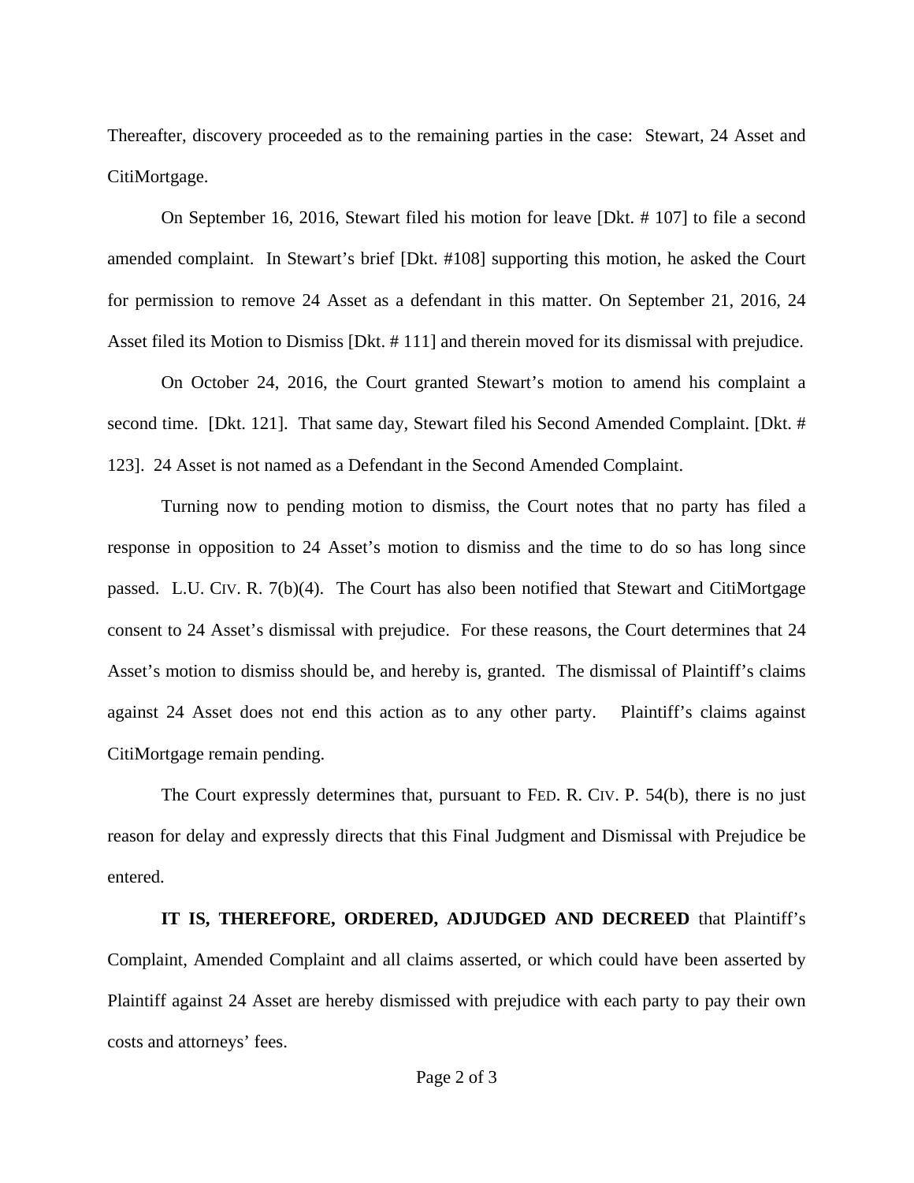Thereafter, discovery proceeded as to the remaining parties in the case: Stewart, 24 Asset and CitiMortgage.

On September 16, 2016, Stewart filed his motion for leave [Dkt. # 107] to file a second amended complaint. In Stewart's brief [Dkt. #108] supporting this motion, he asked the Court for permission to remove 24 Asset as a defendant in this matter. On September 21, 2016, 24 Asset filed its Motion to Dismiss [Dkt. # 111] and therein moved for its dismissal with prejudice.

On October 24, 2016, the Court granted Stewart's motion to amend his complaint a second time. [Dkt. 121]. That same day, Stewart filed his Second Amended Complaint. [Dkt. # 123]. 24 Asset is not named as a Defendant in the Second Amended Complaint.

Turning now to pending motion to dismiss, the Court notes that no party has filed a response in opposition to 24 Asset's motion to dismiss and the time to do so has long since passed. L.U. CIV. R. 7(b)(4). The Court has also been notified that Stewart and CitiMortgage consent to 24 Asset's dismissal with prejudice. For these reasons, the Court determines that 24 Asset's motion to dismiss should be, and hereby is, granted. The dismissal of Plaintiff's claims against 24 Asset does not end this action as to any other party. Plaintiff's claims against CitiMortgage remain pending.

The Court expressly determines that, pursuant to FED. R. CIV. P. 54(b), there is no just reason for delay and expressly directs that this Final Judgment and Dismissal with Prejudice be entered.

**IT IS, THEREFORE, ORDERED, ADJUDGED AND DECREED** that Plaintiff's Complaint, Amended Complaint and all claims asserted, or which could have been asserted by Plaintiff against 24 Asset are hereby dismissed with prejudice with each party to pay their own costs and attorneys' fees.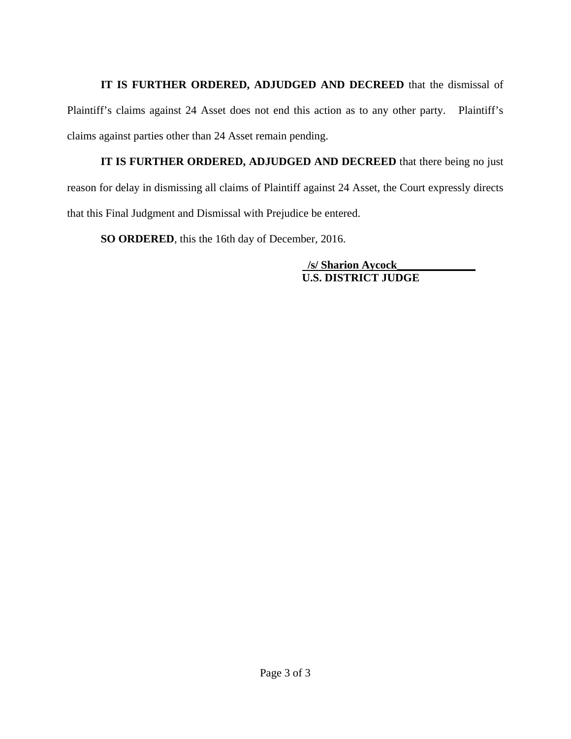**IT IS FURTHER ORDERED, ADJUDGED AND DECREED** that the dismissal of Plaintiff's claims against 24 Asset does not end this action as to any other party. Plaintiff's claims against parties other than 24 Asset remain pending.

**IT IS FURTHER ORDERED, ADJUDGED AND DECREED** that there being no just reason for delay in dismissing all claims of Plaintiff against 24 Asset, the Court expressly directs that this Final Judgment and Dismissal with Prejudice be entered.

**SO ORDERED**, this the 16th day of December, 2016.

**/s/ Sharion Aycock**
**U.S. DISTRICT JUDGE**